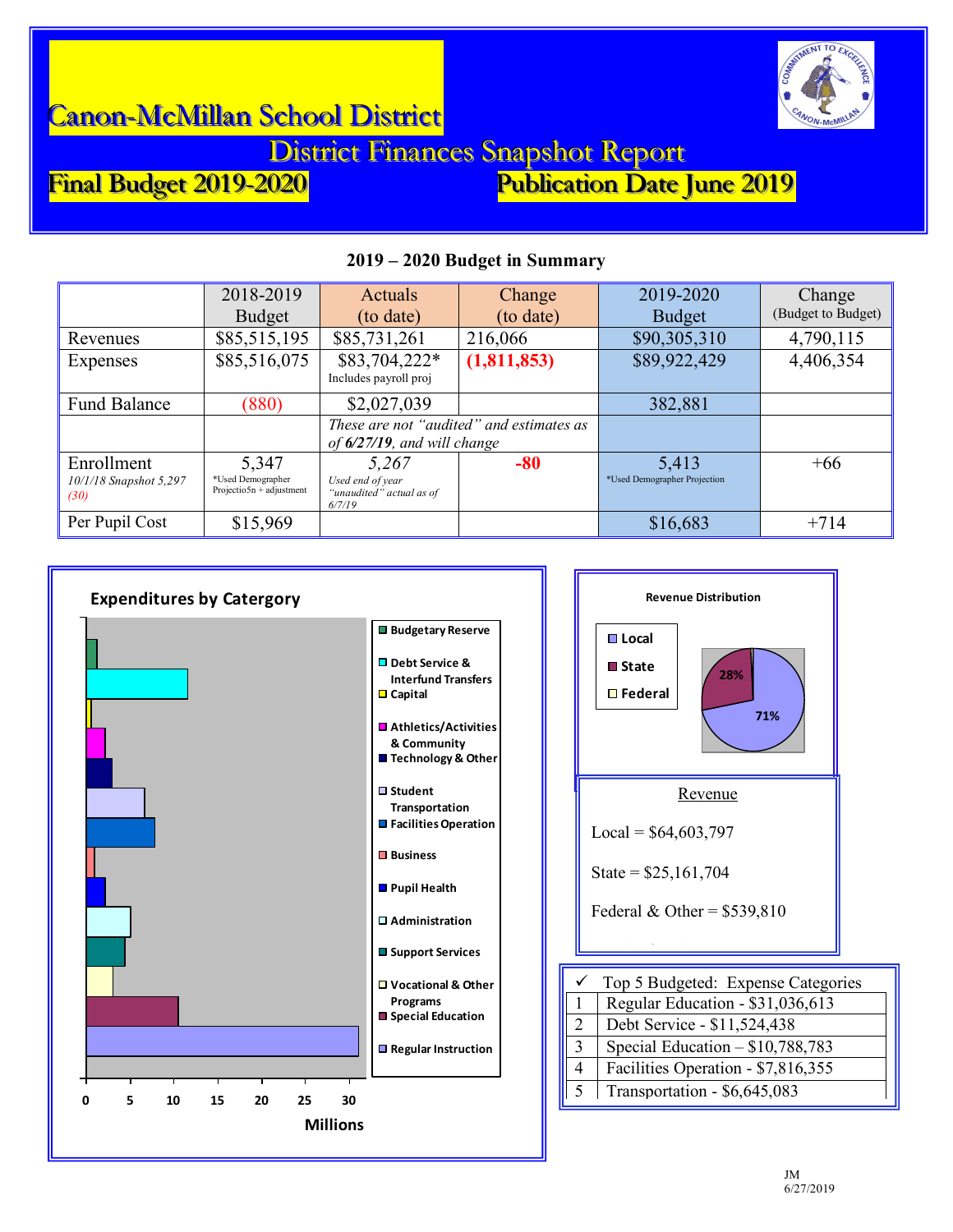# Canon-McMillan School District

## District Finances Snapshot Report

**Final Budget 2019-2020** **Publication Date June 2019**

### 2019 – 2020 Budget in Summary

| | 2018-2019 Budget | Actuals (to date) | Change (to date) | 2019-2020 Budget | Change (Budget to Budget) |
|---|---|---|---|---|---|
| Revenues | $85,515,195 | $85,731,261 | 216,066 | $90,305,310 | 4,790,115 |
| Expenses | $85,516,075 | $83,704,222* Includes payroll proj | **(1,811,853)** | $89,922,429 | 4,406,354 |
| Fund Balance | (880) | $2,027,039 | | 382,881 | |
| | | *These are not "audited" and estimates as of **6/27/19**, and will change* | | | |
| Enrollment *10/1/18 Snapshot 5,297 (30)* | 5,347 *Used Demographer Projectio5n + adjustment | *5,267* *Used end of year "unaudited" actual as of 6/7/19* | **-80** | 5,413 *Used Demographer Projection | +66 |
| Per Pupil Cost | $15,969 | | | $16,683 | +714 |

**Expenditures by Catergory**

Categories (Millions): Budgetary Reserve; Debt Service & Interfund Transfers; Capital; Athletics/Activities & Community; Technology & Other; Student Transportation; Facilities Operation; Business; Pupil Health; Administration; Support Services; Vocational & Other Programs; Special Education; Regular Instruction

**Revenue Distribution**

- Local: 71%
- State: 28%
- Federal

**Revenue**

Local = $64,603,797

State = $25,161,704

Federal & Other = $539,810

| ✓ | Top 5 Budgeted: Expense Categories |
|---|---|
| 1 | Regular Education - $31,036,613 |
| 2 | Debt Service - $11,524,438 |
| 3 | Special Education – $10,788,783 |
| 4 | Facilities Operation - $7,816,355 |
| 5 | Transportation - $6,645,083 |

JM
6/27/2019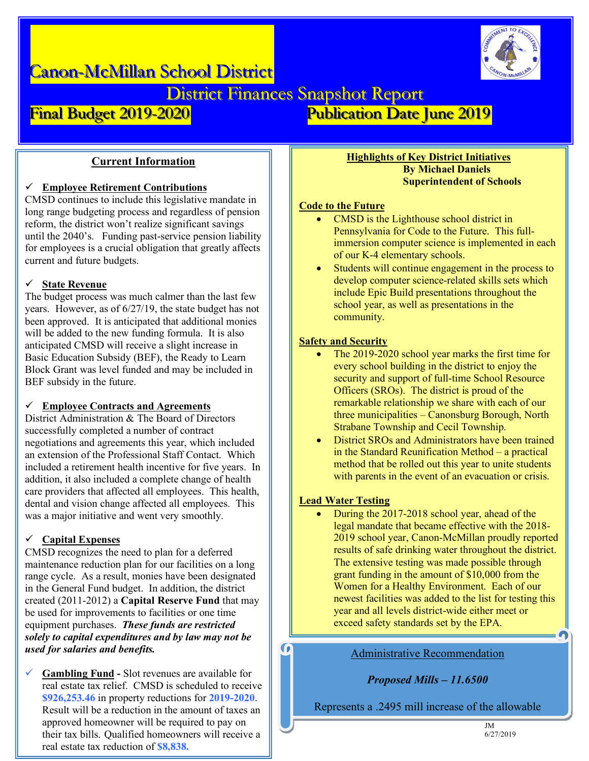# Canon-McMillan School District

## District Finances Snapshot Report

**Final Budget 2019-2020** **Publication Date June 2019**

## Current Information

✓ **Employee Retirement Contributions**

CMSD continues to include this legislative mandate in long range budgeting process and regardless of pension reform, the district won't realize significant savings until the 2040's. Funding past-service pension liability for employees is a crucial obligation that greatly affects current and future budgets.

✓ **State Revenue**

The budget process was much calmer than the last few years. However, as of 6/27/19, the state budget has not been approved. It is anticipated that additional monies will be added to the new funding formula. It is also anticipated CMSD will receive a slight increase in Basic Education Subsidy (BEF), the Ready to Learn Block Grant was level funded and may be included in BEF subsidy in the future.

✓ **Employee Contracts and Agreements**

District Administration & The Board of Directors successfully completed a number of contract negotiations and agreements this year, which included an extension of the Professional Staff Contact. Which included a retirement health incentive for five years. In addition, it also included a complete change of health care providers that affected all employees. This health, dental and vision change affected all employees. This was a major initiative and went very smoothly.

✓ **Capital Expenses**

CMSD recognizes the need to plan for a deferred maintenance reduction plan for our facilities on a long range cycle. As a result, monies have been designated in the General Fund budget. In addition, the district created (2011-2012) a **Capital Reserve Fund** that may be used for improvements to facilities or one time equipment purchases. ***These funds are restricted solely to capital expenditures and by law may not be used for salaries and benefits.***

✓ **Gambling Fund** - Slot revenues are available for real estate tax relief. CMSD is scheduled to receive **$926,253.46** in property reductions for **2019-2020**. Result will be a reduction in the amount of taxes an approved homeowner will be required to pay on their tax bills. Qualified homeowners will receive a real estate tax reduction of **$8,838.**

## Highlights of Key District Initiatives

**By Michael Daniels**
**Superintendent of Schools**

**Code to the Future**

- CMSD is the Lighthouse school district in Pennsylvania for Code to the Future. This full-immersion computer science is implemented in each of our K-4 elementary schools.
- Students will continue engagement in the process to develop computer science-related skills sets which include Epic Build presentations throughout the school year, as well as presentations in the community.

**Safety and Security**

- The 2019-2020 school year marks the first time for every school building in the district to enjoy the security and support of full-time School Resource Officers (SROs). The district is proud of the remarkable relationship we share with each of our three municipalities – Canonsburg Borough, North Strabane Township and Cecil Township.
- District SROs and Administrators have been trained in the Standard Reunification Method – a practical method that be rolled out this year to unite students with parents in the event of an evacuation or crisis.

**Lead Water Testing**

- During the 2017-2018 school year, ahead of the legal mandate that became effective with the 2018-2019 school year, Canon-McMillan proudly reported results of safe drinking water throughout the district. The extensive testing was made possible through grant funding in the amount of $10,000 from the Women for a Healthy Environment. Each of our newest facilities was added to the list for testing this year and all levels district-wide either meet or exceed safety standards set by the EPA.

## Administrative Recommendation

***Proposed Mills – 11.6500***

Represents a .2495 mill increase of the allowable

JM
6/27/2019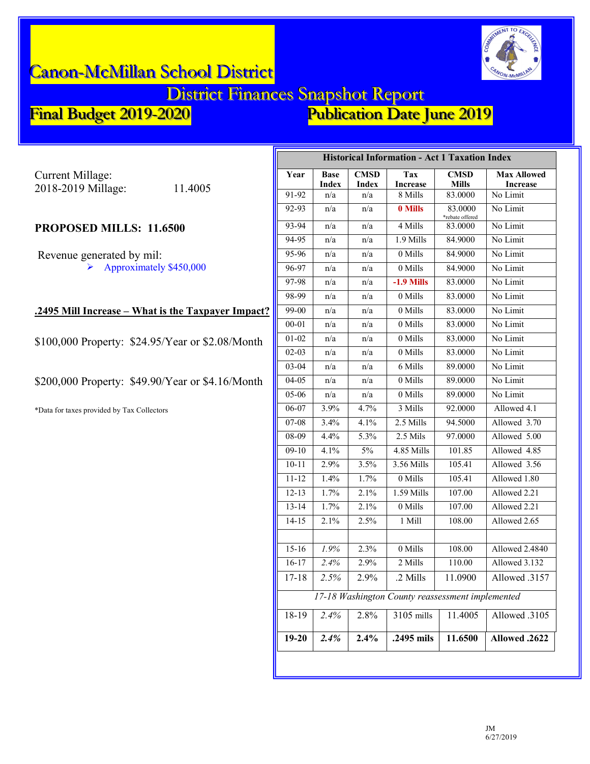# Canon-McMillan School District

## District Finances Snapshot Report

**Final Budget 2019-2020** **Publication Date June 2019**

Current Millage:
2018-2019 Millage: 11.4005

**PROPOSED MILLS: 11.6500**

Revenue generated by mil:

- Approximately $450,000

**.2495 Mill Increase – What is the Taxpayer Impact?**

$100,000 Property: $24.95/Year or $2.08/Month

$200,000 Property: $49.90/Year or $4.16/Month

*Data for taxes provided by Tax Collectors

**Historical Information - Act 1 Taxation Index**

| Year | Base Index | CMSD Index | Tax Increase | CMSD Mills | Max Allowed Increase |
|---|---|---|---|---|---|
| 91-92 | n/a | n/a | 8 Mills | 83.0000 | No Limit |
| 92-93 | n/a | n/a | **0 Mills** | 83.0000 *rebate offered | No Limit |
| 93-94 | n/a | n/a | 4 Mills | 83.0000 | No Limit |
| 94-95 | n/a | n/a | 1.9 Mills | 84.9000 | No Limit |
| 95-96 | n/a | n/a | 0 Mills | 84.9000 | No Limit |
| 96-97 | n/a | n/a | 0 Mills | 84.9000 | No Limit |
| 97-98 | n/a | n/a | **-1.9 Mills** | 83.0000 | No Limit |
| 98-99 | n/a | n/a | 0 Mills | 83.0000 | No Limit |
| 99-00 | n/a | n/a | 0 Mills | 83.0000 | No Limit |
| 00-01 | n/a | n/a | 0 Mills | 83.0000 | No Limit |
| 01-02 | n/a | n/a | 0 Mills | 83.0000 | No Limit |
| 02-03 | n/a | n/a | 0 Mills | 83.0000 | No Limit |
| 03-04 | n/a | n/a | 6 Mills | 89.0000 | No Limit |
| 04-05 | n/a | n/a | 0 Mills | 89.0000 | No Limit |
| 05-06 | n/a | n/a | 0 Mills | 89.0000 | No Limit |
| 06-07 | 3.9% | 4.7% | 3 Mills | 92.0000 | Allowed 4.1 |
| 07-08 | 3.4% | 4.1% | 2.5 Mills | 94.5000 | Allowed 3.70 |
| 08-09 | 4.4% | 5.3% | 2.5 Mils | 97.0000 | Allowed 5.00 |
| 09-10 | 4.1% | 5% | 4.85 Mills | 101.85 | Allowed 4.85 |
| 10-11 | 2.9% | 3.5% | 3.56 Mills | 105.41 | Allowed 3.56 |
| 11-12 | 1.4% | 1.7% | 0 Mills | 105.41 | Allowed 1.80 |
| 12-13 | 1.7% | 2.1% | 1.59 Mills | 107.00 | Allowed 2.21 |
| 13-14 | 1.7% | 2.1% | 0 Mills | 107.00 | Allowed 2.21 |
| 14-15 | 2.1% | 2.5% | 1 Mill | 108.00 | Allowed 2.65 |
| | | | | | |
| 15-16 | *1.9%* | 2.3% | 0 Mills | 108.00 | Allowed 2.4840 |
| 16-17 | *2.4%* | 2.9% | 2 Mills | 110.00 | Allowed 3.132 |
| 17-18 | *2.5%* | 2.9% | .2 Mills | 11.0900 | Allowed .3157 |
| *17-18 Washington County reassessment implemented* | | | | | |
| 18-19 | *2.4%* | 2.8% | 3105 mills | 11.4005 | Allowed .3105 |
| **19-20** | ***2.4%*** | **2.4%** | **.2495 mils** | **11.6500** | **Allowed .2622** |

JM
6/27/2019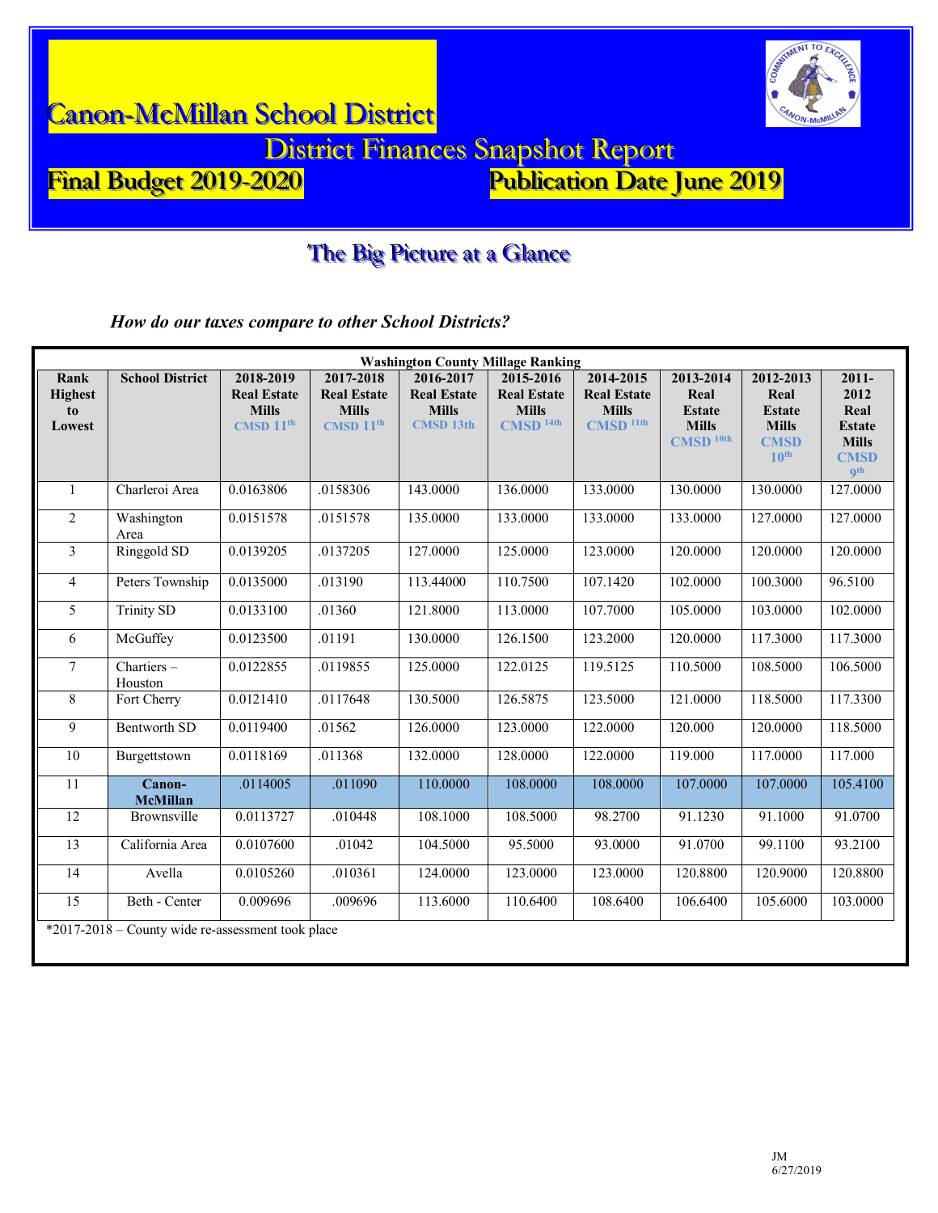# Canon-McMillan School District

## District Finances Snapshot Report

**Final Budget 2019-2020** **Publication Date June 2019**

## The Big Picture at a Glance

***How do our taxes compare to other School Districts?***

**Washington County Millage Ranking**

| Rank Highest to Lowest | School District | 2018-2019 Real Estate Mills CMSD 11th | 2017-2018 Real Estate Mills CMSD 11th | 2016-2017 Real Estate Mills CMSD 13th | 2015-2016 Real Estate Mills CMSD 14th | 2014-2015 Real Estate Mills CMSD 11th | 2013-2014 Real Estate Mills CMSD 10th | 2012-2013 Real Estate Mills CMSD 10th | 2011-2012 Real Estate Mills CMSD 9th |
|---|---|---|---|---|---|---|---|---|---|
| 1 | Charleroi Area | 0.0163806 | .0158306 | 143.0000 | 136.0000 | 133.0000 | 130.0000 | 130.0000 | 127.0000 |
| 2 | Washington Area | 0.0151578 | .0151578 | 135.0000 | 133.0000 | 133.0000 | 133.0000 | 127.0000 | 127.0000 |
| 3 | Ringgold SD | 0.0139205 | .0137205 | 127.0000 | 125.0000 | 123.0000 | 120.0000 | 120.0000 | 120.0000 |
| 4 | Peters Township | 0.0135000 | .013190 | 113.44000 | 110.7500 | 107.1420 | 102.0000 | 100.3000 | 96.5100 |
| 5 | Trinity SD | 0.0133100 | .01360 | 121.8000 | 113.0000 | 107.7000 | 105.0000 | 103.0000 | 102.0000 |
| 6 | McGuffey | 0.0123500 | .01191 | 130.0000 | 126.1500 | 123.2000 | 120.0000 | 117.3000 | 117.3000 |
| 7 | Chartiers – Houston | 0.0122855 | .0119855 | 125.0000 | 122.0125 | 119.5125 | 110.5000 | 108.5000 | 106.5000 |
| 8 | Fort Cherry | 0.0121410 | .0117648 | 130.5000 | 126.5875 | 123.5000 | 121.0000 | 118.5000 | 117.3300 |
| 9 | Bentworth SD | 0.0119400 | .01562 | 126.0000 | 123.0000 | 122.0000 | 120.000 | 120.0000 | 118.5000 |
| 10 | Burgettstown | 0.0118169 | .011368 | 132.0000 | 128.0000 | 122.0000 | 119.000 | 117.0000 | 117.000 |
| 11 | **Canon-McMillan** | .0114005 | .011090 | 110.0000 | 108.0000 | 108.0000 | 107.0000 | 107.0000 | 105.4100 |
| 12 | Brownsville | 0.0113727 | .010448 | 108.1000 | 108.5000 | 98.2700 | 91.1230 | 91.1000 | 91.0700 |
| 13 | California Area | 0.0107600 | .01042 | 104.5000 | 95.5000 | 93.0000 | 91.0700 | 99.1100 | 93.2100 |
| 14 | Avella | 0.0105260 | .010361 | 124.0000 | 123.0000 | 123.0000 | 120.8800 | 120.9000 | 120.8800 |
| 15 | Beth - Center | 0.009696 | .009696 | 113.6000 | 110.6400 | 108.6400 | 106.6400 | 105.6000 | 103.0000 |

*2017-2018 – County wide re-assessment took place

JM
6/27/2019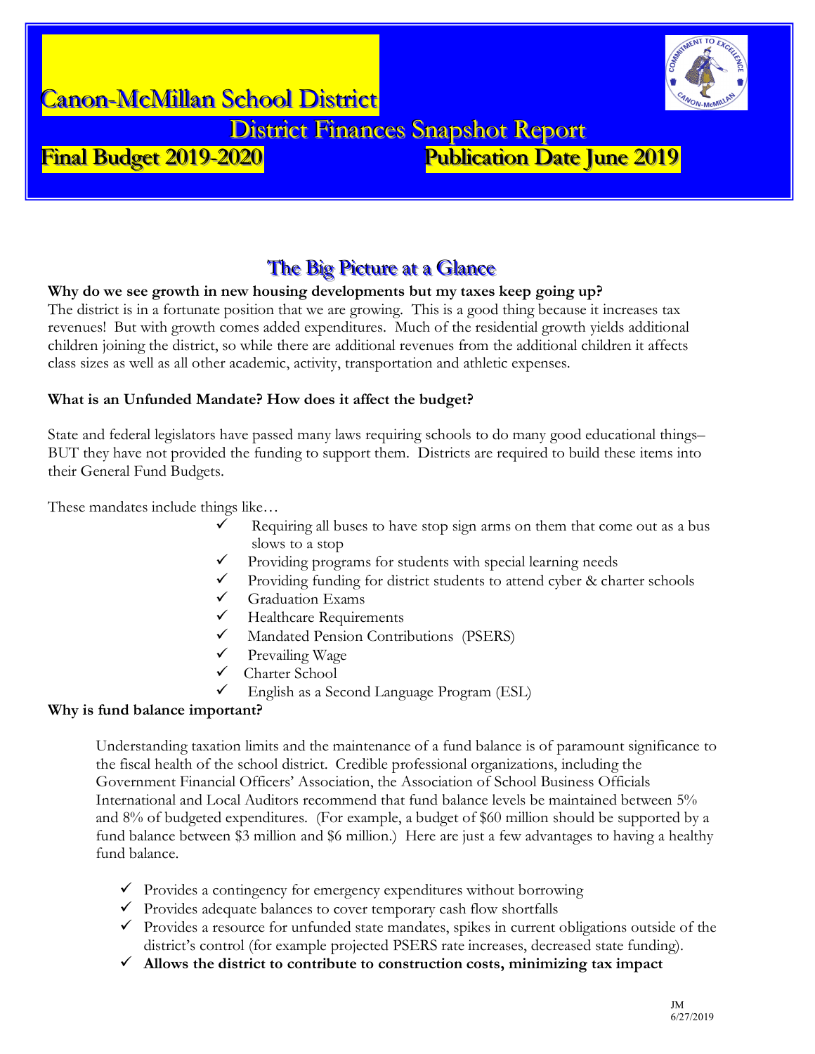# Canon-McMillan School District

## District Finances Snapshot Report

**Final Budget 2019-2020** **Publication Date June 2019**

## The Big Picture at a Glance

**Why do we see growth in new housing developments but my taxes keep going up?**

The district is in a fortunate position that we are growing. This is a good thing because it increases tax revenues! But with growth comes added expenditures. Much of the residential growth yields additional children joining the district, so while there are additional revenues from the additional children it affects class sizes as well as all other academic, activity, transportation and athletic expenses.

**What is an Unfunded Mandate? How does it affect the budget?**

State and federal legislators have passed many laws requiring schools to do many good educational things– BUT they have not provided the funding to support them. Districts are required to build these items into their General Fund Budgets.

These mandates include things like…

- ✓ Requiring all buses to have stop sign arms on them that come out as a bus slows to a stop
- ✓ Providing programs for students with special learning needs
- ✓ Providing funding for district students to attend cyber & charter schools
- ✓ Graduation Exams
- ✓ Healthcare Requirements
- ✓ Mandated Pension Contributions (PSERS)
- ✓ Prevailing Wage
- ✓ Charter School
- ✓ English as a Second Language Program (ESL)

**Why is fund balance important?**

Understanding taxation limits and the maintenance of a fund balance is of paramount significance to the fiscal health of the school district. Credible professional organizations, including the Government Financial Officers' Association, the Association of School Business Officials International and Local Auditors recommend that fund balance levels be maintained between 5% and 8% of budgeted expenditures. (For example, a budget of $60 million should be supported by a fund balance between $3 million and $6 million.) Here are just a few advantages to having a healthy fund balance.

- ✓ Provides a contingency for emergency expenditures without borrowing
- ✓ Provides adequate balances to cover temporary cash flow shortfalls
- ✓ Provides a resource for unfunded state mandates, spikes in current obligations outside of the district's control (for example projected PSERS rate increases, decreased state funding).
- ✓ **Allows the district to contribute to construction costs, minimizing tax impact**

JM
6/27/2019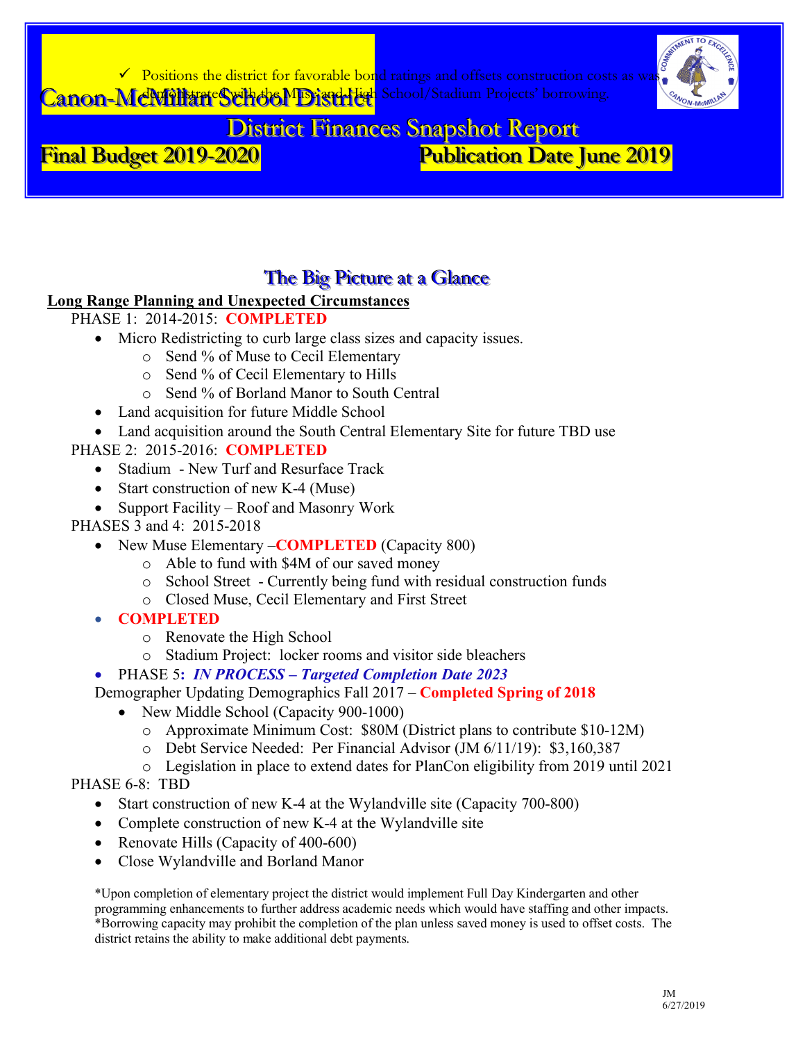✓ Positions the district for favorable bond ratings and offsets construction costs as was demonstrated with the Muse and High School/Stadium Projects' borrowing.

# Canon-McMillan School District

## District Finances Snapshot Report

**Final Budget 2019-2020** **Publication Date June 2019**

## The Big Picture at a Glance

**Long Range Planning and Unexpected Circumstances**

PHASE 1: 2014-2015: **COMPLETED**

- Micro Redistricting to curb large class sizes and capacity issues.
  - Send % of Muse to Cecil Elementary
  - Send % of Cecil Elementary to Hills
  - Send % of Borland Manor to South Central
- Land acquisition for future Middle School
- Land acquisition around the South Central Elementary Site for future TBD use

PHASE 2: 2015-2016: **COMPLETED**

- Stadium - New Turf and Resurface Track
- Start construction of new K-4 (Muse)
- Support Facility – Roof and Masonry Work

PHASES 3 and 4: 2015-2018

- New Muse Elementary –**COMPLETED** (Capacity 800)
  - Able to fund with $4M of our saved money
  - School Street - Currently being fund with residual construction funds
  - Closed Muse, Cecil Elementary and First Street
- **COMPLETED**
  - Renovate the High School
  - Stadium Project: locker rooms and visitor side bleachers
- PHASE 5**:** ***IN PROCESS – Targeted Completion Date 2023***

Demographer Updating Demographics Fall 2017 – **Completed Spring of 2018**

- New Middle School (Capacity 900-1000)
  - Approximate Minimum Cost: $80M (District plans to contribute $10-12M)
  - Debt Service Needed: Per Financial Advisor (JM 6/11/19): $3,160,387
  - Legislation in place to extend dates for PlanCon eligibility from 2019 until 2021

PHASE 6-8: TBD

- Start construction of new K-4 at the Wylandville site (Capacity 700-800)
- Complete construction of new K-4 at the Wylandville site
- Renovate Hills (Capacity of 400-600)
- Close Wylandville and Borland Manor

*Upon completion of elementary project the district would implement Full Day Kindergarten and other programming enhancements to further address academic needs which would have staffing and other impacts.
*Borrowing capacity may prohibit the completion of the plan unless saved money is used to offset costs. The district retains the ability to make additional debt payments.

JM
6/27/2019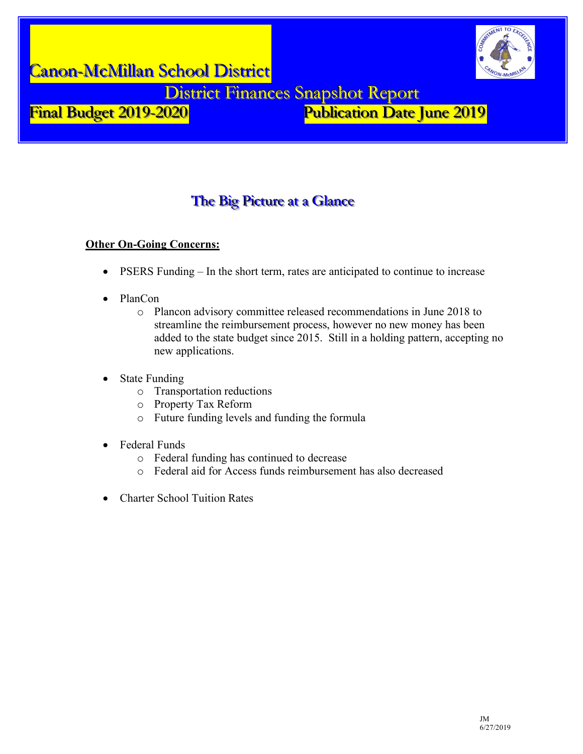# Canon-McMillan School District

## District Finances Snapshot Report

**Final Budget 2019-2020** **Publication Date June 2019**

## The Big Picture at a Glance

**Other On-Going Concerns:**

- PSERS Funding – In the short term, rates are anticipated to continue to increase
- PlanCon
  - Plancon advisory committee released recommendations in June 2018 to streamline the reimbursement process, however no new money has been added to the state budget since 2015. Still in a holding pattern, accepting no new applications.
- State Funding
  - Transportation reductions
  - Property Tax Reform
  - Future funding levels and funding the formula
- Federal Funds
  - Federal funding has continued to decrease
  - Federal aid for Access funds reimbursement has also decreased
- Charter School Tuition Rates

JM
6/27/2019